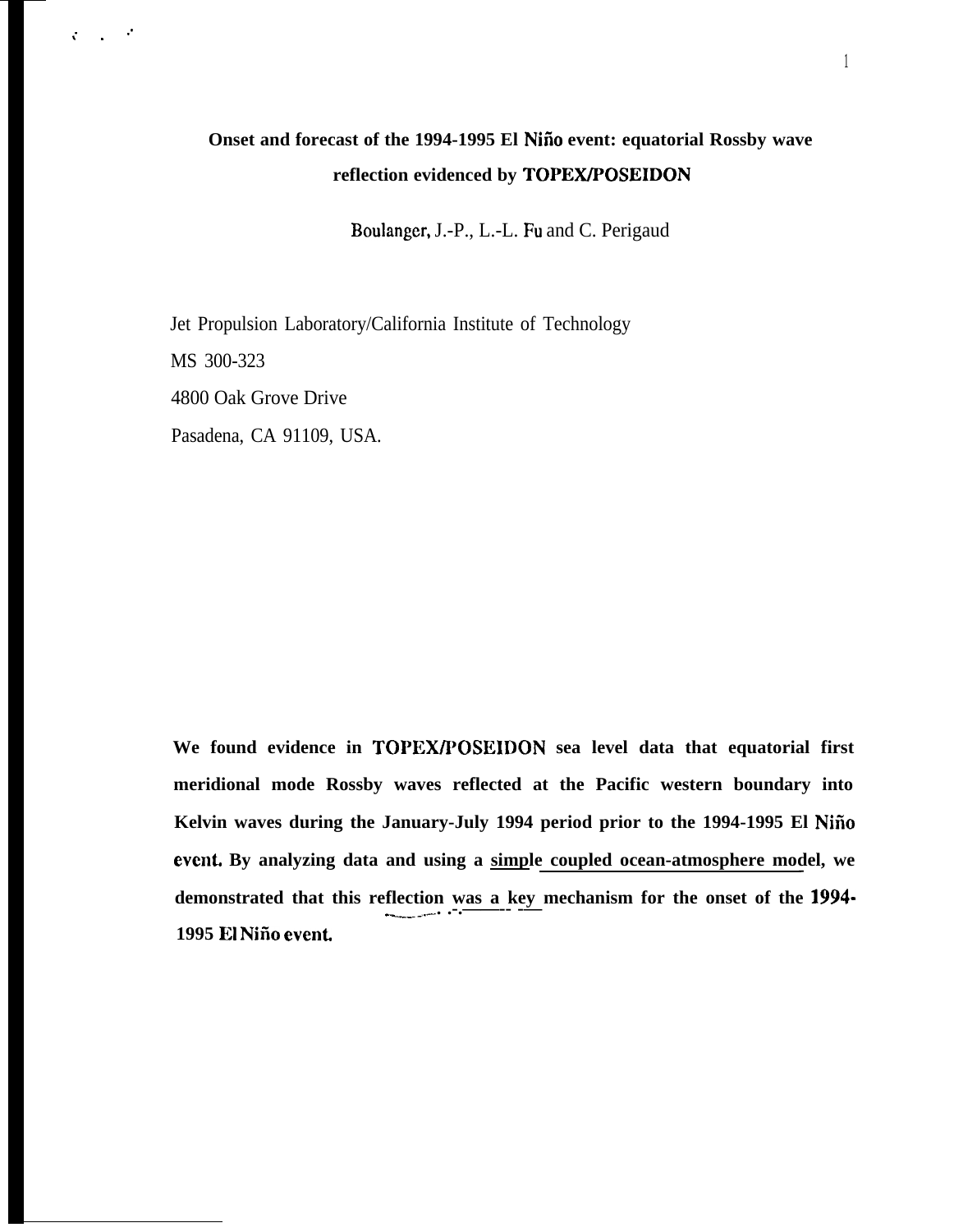# Onset and forecast of the 1994-1995 El Niño event: equatorial Rossby wave reflection evidenced by TOPEX/POSEIDON

Boulanger, J.-P., L.-L. Fu and C. Perigaud

Jet Propulsion Laboratory/California Institute of Technology

MS 300-323

4800 Oak Grove Drive

Pasadena, CA 91109, USA.

**We found evidence in TOPEX/POSEIDON sea level data that equatorial first meridional mode Rossby waves reflected at the Pacific western boundary into Kelvin waves during the January-July 1994 period prior to the 1994-1995 El Niño event. By analyzing data and using a simple coupled ocean-atmosphere model, we demonstrated that this reflection was a key mechanism for the onset of the 1994-1995 El Niño event.**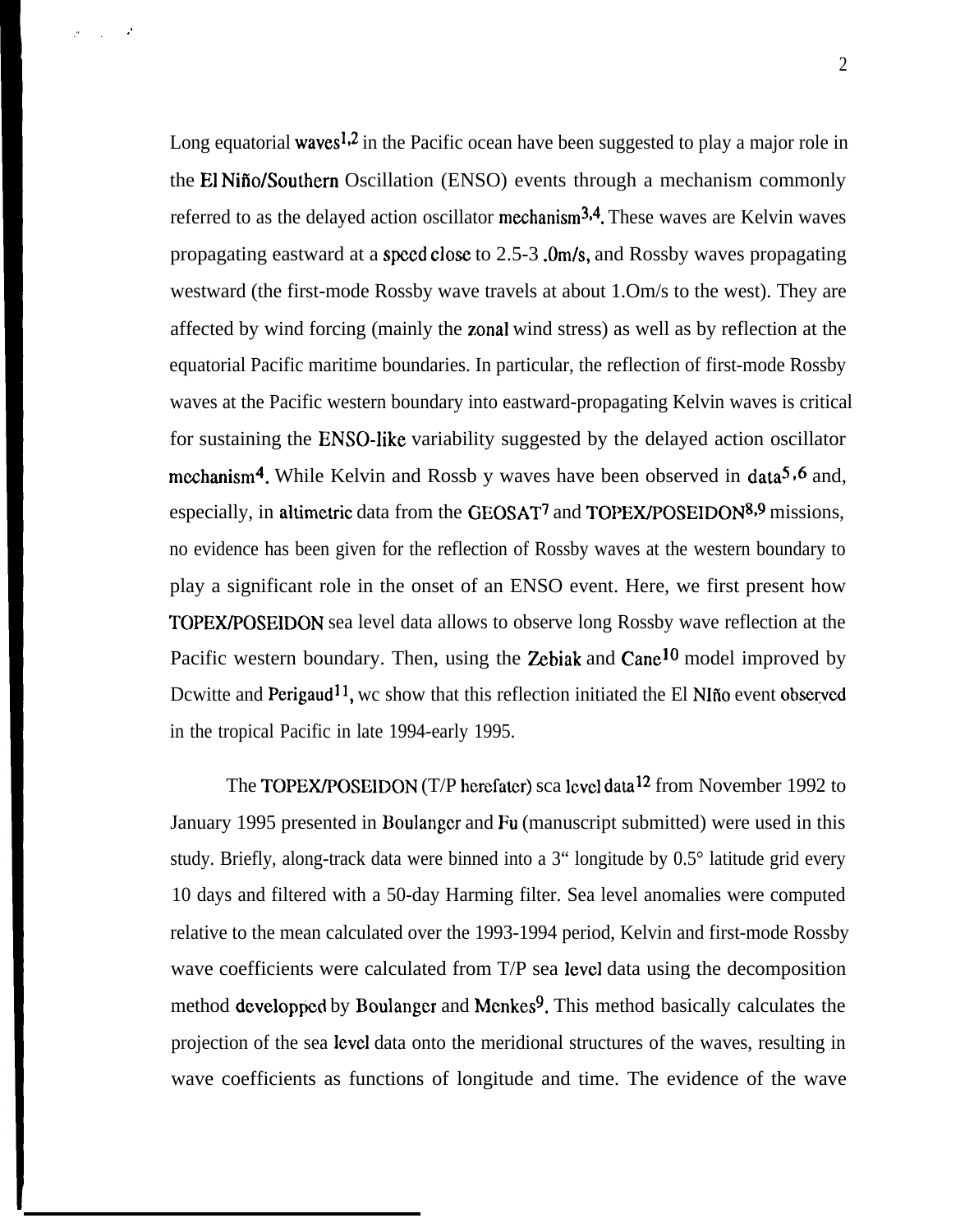Long equatorial waves[1,2] in the Pacific ocean have been suggested to play a major role in the El Niño/Southern Oscillation (ENSO) events through a mechanism commonly referred to as the delayed action oscillator mechanism[3,4]. These waves are Kelvin waves propagating eastward at a speed close to 2.5-3 .0m/s, and Rossby waves propagating westward (the first-mode Rossby wave travels at about 1.Om/s to the west). They are affected by wind forcing (mainly the zonal wind stress) as well as by reflection at the equatorial Pacific maritime boundaries. In particular, the reflection of first-mode Rossby waves at the Pacific western boundary into eastward-propagating Kelvin waves is critical for sustaining the ENSO-like variability suggested by the delayed action oscillator mechanism[4]. While Kelvin and Rossb y waves have been observed in data[5,6] and, especially, in altimetric data from the GEOSAT[7] and TOPEX/POSEIDON[8,9] missions, no evidence has been given for the reflection of Rossby waves at the western boundary to play a significant role in the onset of an ENSO event. Here, we first present how TOPEX/POSEIDON sea level data allows to observe long Rossby wave reflection at the Pacific western boundary. Then, using the Zebiak and Cane[10] model improved by Dewitte and Perigaud[11], we show that this reflection initiated the El Niño event observed in the tropical Pacific in late 1994-early 1995.

The TOPEX/POSEIDON (T/P herefater) sea level data[12] from November 1992 to January 1995 presented in Boulanger and Fu (manuscript submitted) were used in this study. Briefly, along-track data were binned into a 3" longitude by 0.5° latitude grid every 10 days and filtered with a 50-day Harming filter. Sea level anomalies were computed relative to the mean calculated over the 1993-1994 period, Kelvin and first-mode Rossby wave coefficients were calculated from T/P sea level data using the decomposition method developped by Boulanger and Menkes[9]. This method basically calculates the projection of the sea level data onto the meridional structures of the waves, resulting in wave coefficients as functions of longitude and time. The evidence of the wave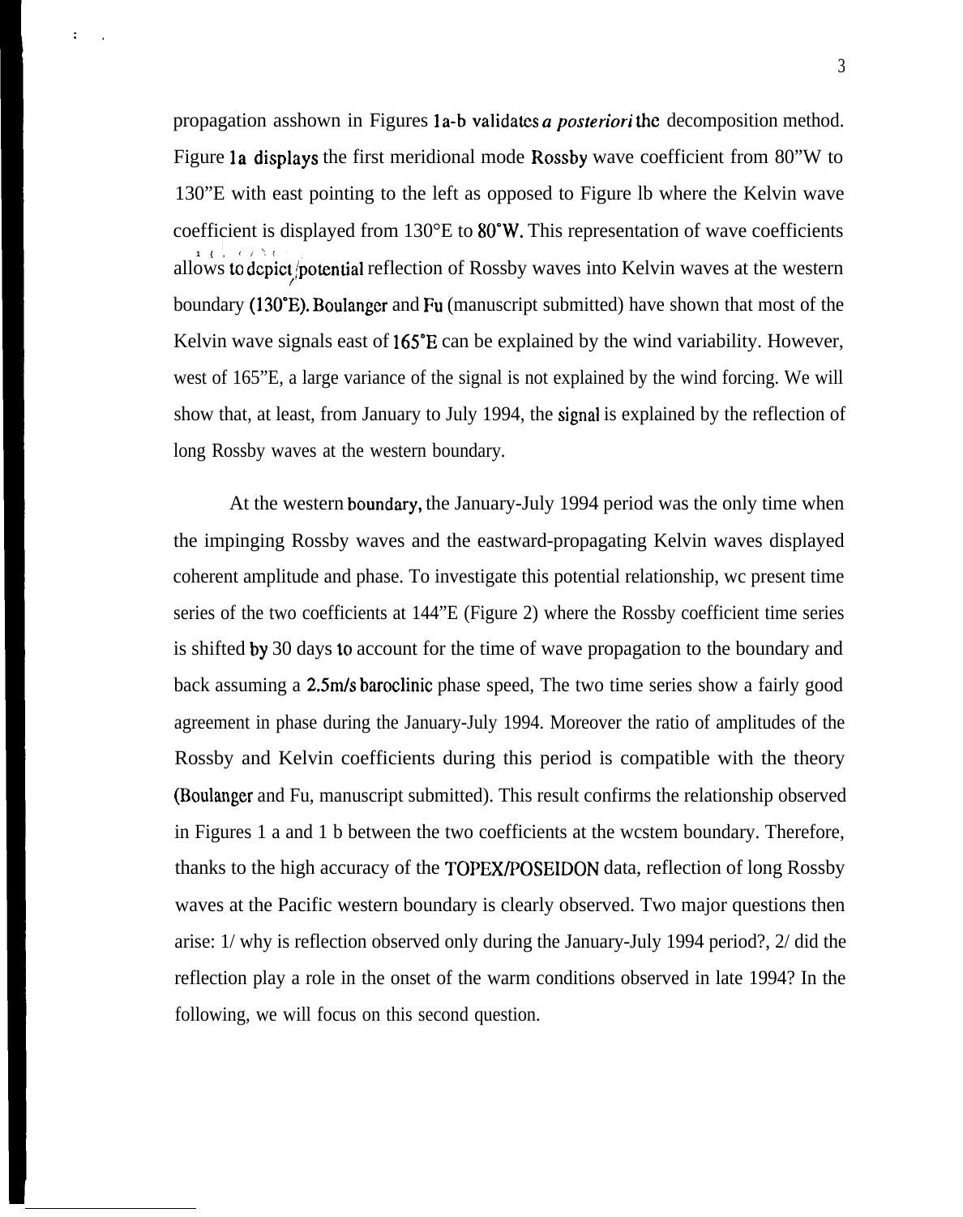propagation asshown in Figures 1a-b validates *a posteriori* the decomposition method. Figure 1a displays the first meridional mode Rossby wave coefficient from 80"W to 130"E with east pointing to the left as opposed to Figure lb where the Kelvin wave coefficient is displayed from 130°E to 80°W. This representation of wave coefficients allows to depict potential reflection of Rossby waves into Kelvin waves at the western boundary (130°E). Boulanger and Fu (manuscript submitted) have shown that most of the Kelvin wave signals east of 165°E can be explained by the wind variability. However, west of 165"E, a large variance of the signal is not explained by the wind forcing. We will show that, at least, from January to July 1994, the signal is explained by the reflection of long Rossby waves at the western boundary.

At the western boundary, the January-July 1994 period was the only time when the impinging Rossby waves and the eastward-propagating Kelvin waves displayed coherent amplitude and phase. To investigate this potential relationship, wc present time series of the two coefficients at 144"E (Figure 2) where the Rossby coefficient time series is shifted by 30 days to account for the time of wave propagation to the boundary and back assuming a 2.5m/s baroclinic phase speed, The two time series show a fairly good agreement in phase during the January-July 1994. Moreover the ratio of amplitudes of the Rossby and Kelvin coefficients during this period is compatible with the theory (Boulanger and Fu, manuscript submitted). This result confirms the relationship observed in Figures 1 a and 1 b between the two coefficients at the wcstem boundary. Therefore, thanks to the high accuracy of the TOPEX/POSEIDON data, reflection of long Rossby waves at the Pacific western boundary is clearly observed. Two major questions then arise: 1/ why is reflection observed only during the January-July 1994 period?, 2/ did the reflection play a role in the onset of the warm conditions observed in late 1994? In the following, we will focus on this second question.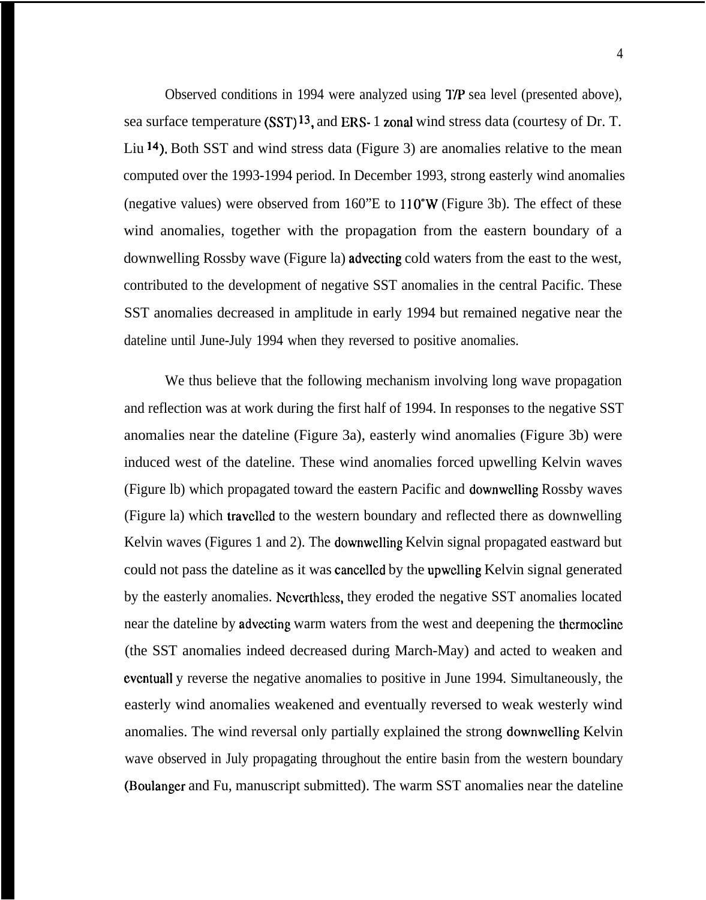Observed conditions in 1994 were analyzed using T/P sea level (presented above), sea surface temperature (SST)[13], and ERS-1 zonal wind stress data (courtesy of Dr. T. Liu[14]). Both SST and wind stress data (Figure 3) are anomalies relative to the mean computed over the 1993-1994 period. In December 1993, strong easterly wind anomalies (negative values) were observed from 160"E to 110°W (Figure 3b). The effect of these wind anomalies, together with the propagation from the eastern boundary of a downwelling Rossby wave (Figure la) advecting cold waters from the east to the west, contributed to the development of negative SST anomalies in the central Pacific. These SST anomalies decreased in amplitude in early 1994 but remained negative near the dateline until June-July 1994 when they reversed to positive anomalies.

We thus believe that the following mechanism involving long wave propagation and reflection was at work during the first half of 1994. In responses to the negative SST anomalies near the dateline (Figure 3a), easterly wind anomalies (Figure 3b) were induced west of the dateline. These wind anomalies forced upwelling Kelvin waves (Figure lb) which propagated toward the eastern Pacific and downwelling Rossby waves (Figure la) which travelled to the western boundary and reflected there as downwelling Kelvin waves (Figures 1 and 2). The downwelling Kelvin signal propagated eastward but could not pass the dateline as it was cancelled by the upwelling Kelvin signal generated by the easterly anomalies. Nevertheless, they eroded the negative SST anomalies located near the dateline by advecting warm waters from the west and deepening the thermocline (the SST anomalies indeed decreased during March-May) and acted to weaken and eventuall y reverse the negative anomalies to positive in June 1994. Simultaneously, the easterly wind anomalies weakened and eventually reversed to weak westerly wind anomalies. The wind reversal only partially explained the strong downwelling Kelvin wave observed in July propagating throughout the entire basin from the western boundary (Boulanger and Fu, manuscript submitted). The warm SST anomalies near the dateline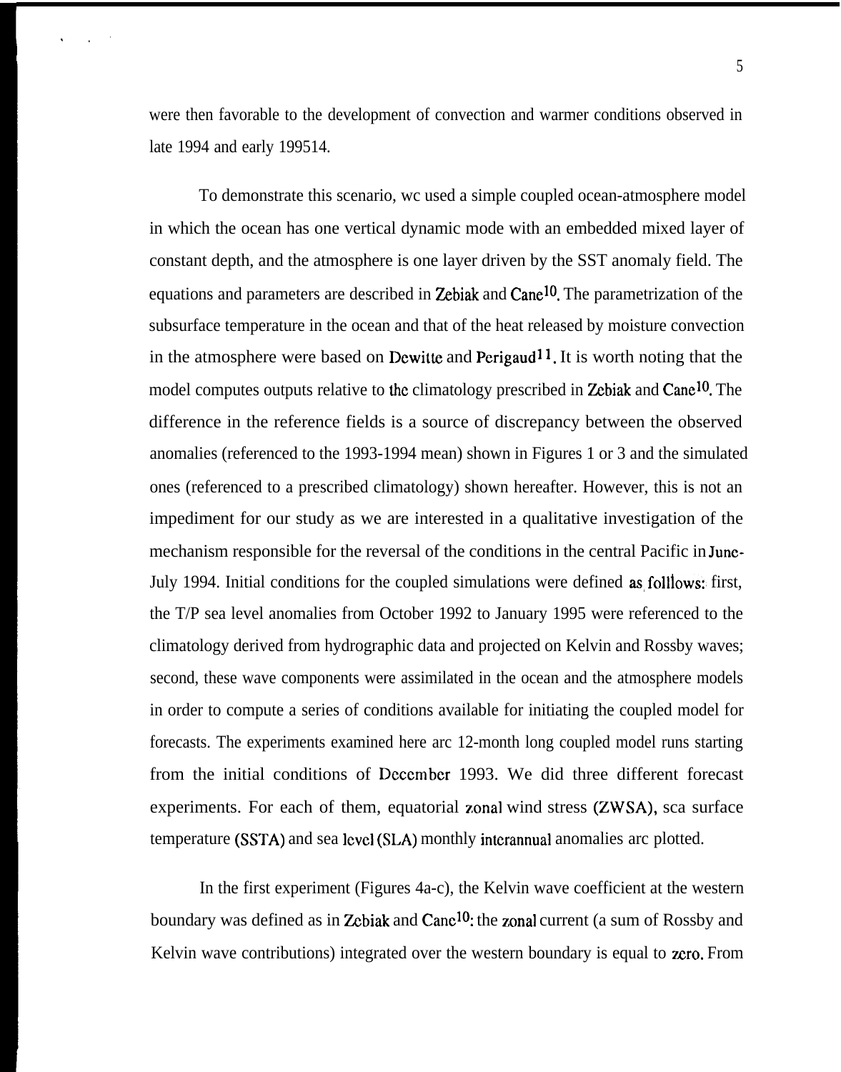were then favorable to the development of convection and warmer conditions observed in late 1994 and early 1995[14].

To demonstrate this scenario, wc used a simple coupled ocean-atmosphere model in which the ocean has one vertical dynamic mode with an embedded mixed layer of constant depth, and the atmosphere is one layer driven by the SST anomaly field. The equations and parameters are described in Zebiak and Cane[10]. The parametrization of the subsurface temperature in the ocean and that of the heat released by moisture convection in the atmosphere were based on Dewitte and Perigaud[11]. It is worth noting that the model computes outputs relative to the climatology prescribed in Zebiak and Cane[10]. The difference in the reference fields is a source of discrepancy between the observed anomalies (referenced to the 1993-1994 mean) shown in Figures 1 or 3 and the simulated ones (referenced to a prescribed climatology) shown hereafter. However, this is not an impediment for our study as we are interested in a qualitative investigation of the mechanism responsible for the reversal of the conditions in the central Pacific in June-July 1994. Initial conditions for the coupled simulations were defined as folllows: first, the T/P sea level anomalies from October 1992 to January 1995 were referenced to the climatology derived from hydrographic data and projected on Kelvin and Rossby waves; second, these wave components were assimilated in the ocean and the atmosphere models in order to compute a series of conditions available for initiating the coupled model for forecasts. The experiments examined here arc 12-month long coupled model runs starting from the initial conditions of December 1993. We did three different forecast experiments. For each of them, equatorial zonal wind stress (ZWSA), sca surface temperature (SSTA) and sea level (SLA) monthly interannual anomalies arc plotted.

In the first experiment (Figures 4a-c), the Kelvin wave coefficient at the western boundary was defined as in Zebiak and Cane[10]: the zonal current (a sum of Rossby and Kelvin wave contributions) integrated over the western boundary is equal to zero. From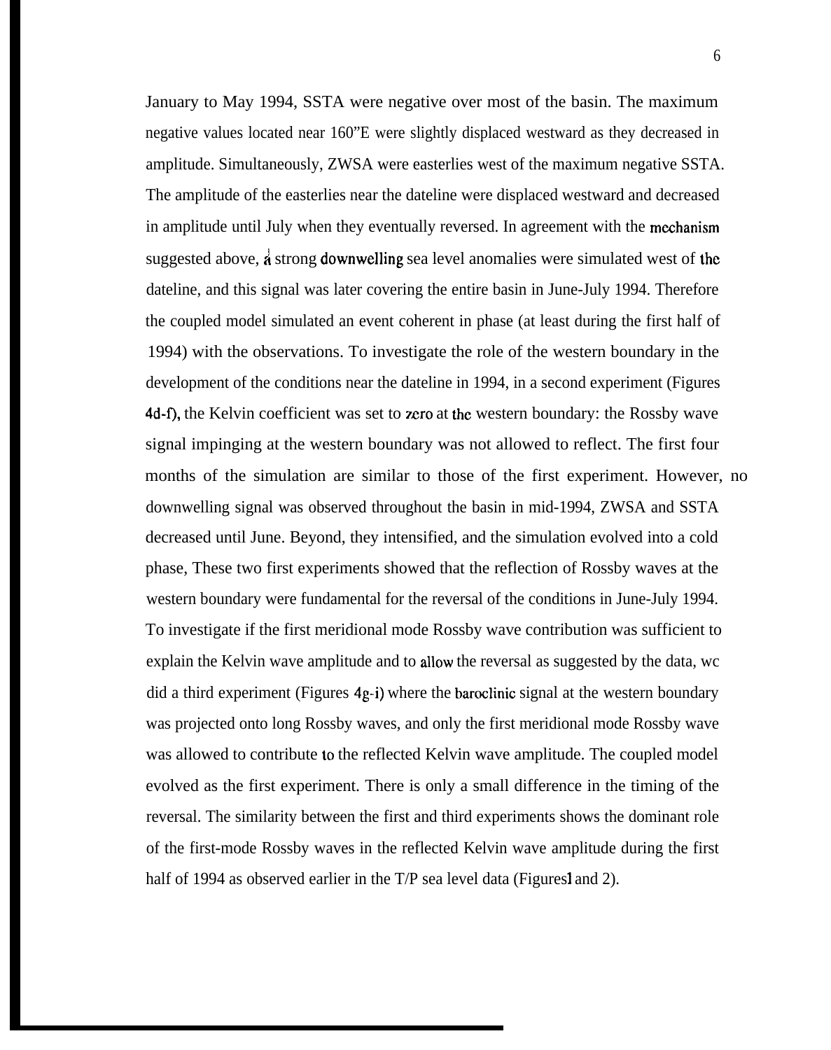January to May 1994, SSTA were negative over most of the basin. The maximum negative values located near 160"E were slightly displaced westward as they decreased in amplitude. Simultaneously, ZWSA were easterlies west of the maximum negative SSTA. The amplitude of the easterlies near the dateline were displaced westward and decreased in amplitude until July when they eventually reversed. In agreement with the mechanism suggested above, a strong downwelling sea level anomalies were simulated west of the dateline, and this signal was later covering the entire basin in June-July 1994. Therefore the coupled model simulated an event coherent in phase (at least during the first half of 1994) with the observations. To investigate the role of the western boundary in the development of the conditions near the dateline in 1994, in a second experiment (Figures 4d-f), the Kelvin coefficient was set to zero at the western boundary: the Rossby wave signal impinging at the western boundary was not allowed to reflect. The first four months of the simulation are similar to those of the first experiment. However, no downwelling signal was observed throughout the basin in mid-1994, ZWSA and SSTA decreased until June. Beyond, they intensified, and the simulation evolved into a cold phase, These two first experiments showed that the reflection of Rossby waves at the western boundary were fundamental for the reversal of the conditions in June-July 1994. To investigate if the first meridional mode Rossby wave contribution was sufficient to explain the Kelvin wave amplitude and to allow the reversal as suggested by the data, wc did a third experiment (Figures 4g-i) where the baroclinic signal at the western boundary was projected onto long Rossby waves, and only the first meridional mode Rossby wave was allowed to contribute to the reflected Kelvin wave amplitude. The coupled model evolved as the first experiment. There is only a small difference in the timing of the reversal. The similarity between the first and third experiments shows the dominant role of the first-mode Rossby waves in the reflected Kelvin wave amplitude during the first half of 1994 as observed earlier in the T/P sea level data (Figures 1 and 2).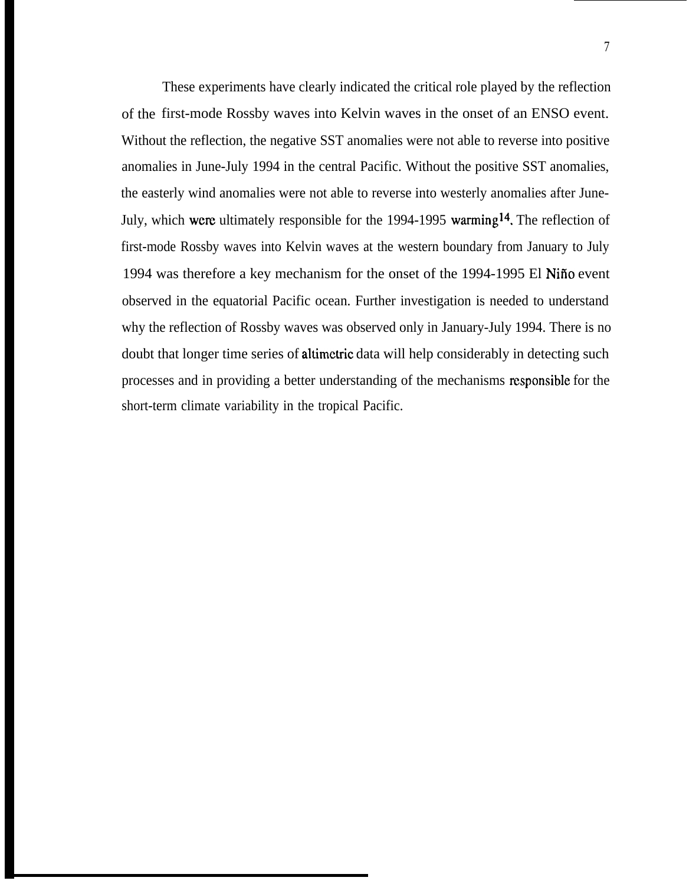These experiments have clearly indicated the critical role played by the reflection of the first-mode Rossby waves into Kelvin waves in the onset of an ENSO event. Without the reflection, the negative SST anomalies were not able to reverse into positive anomalies in June-July 1994 in the central Pacific. Without the positive SST anomalies, the easterly wind anomalies were not able to reverse into westerly anomalies after June-July, which were ultimately responsible for the 1994-1995 warming[14]. The reflection of first-mode Rossby waves into Kelvin waves at the western boundary from January to July 1994 was therefore a key mechanism for the onset of the 1994-1995 El Niño event observed in the equatorial Pacific ocean. Further investigation is needed to understand why the reflection of Rossby waves was observed only in January-July 1994. There is no doubt that longer time series of altimetric data will help considerably in detecting such processes and in providing a better understanding of the mechanisms responsible for the short-term climate variability in the tropical Pacific.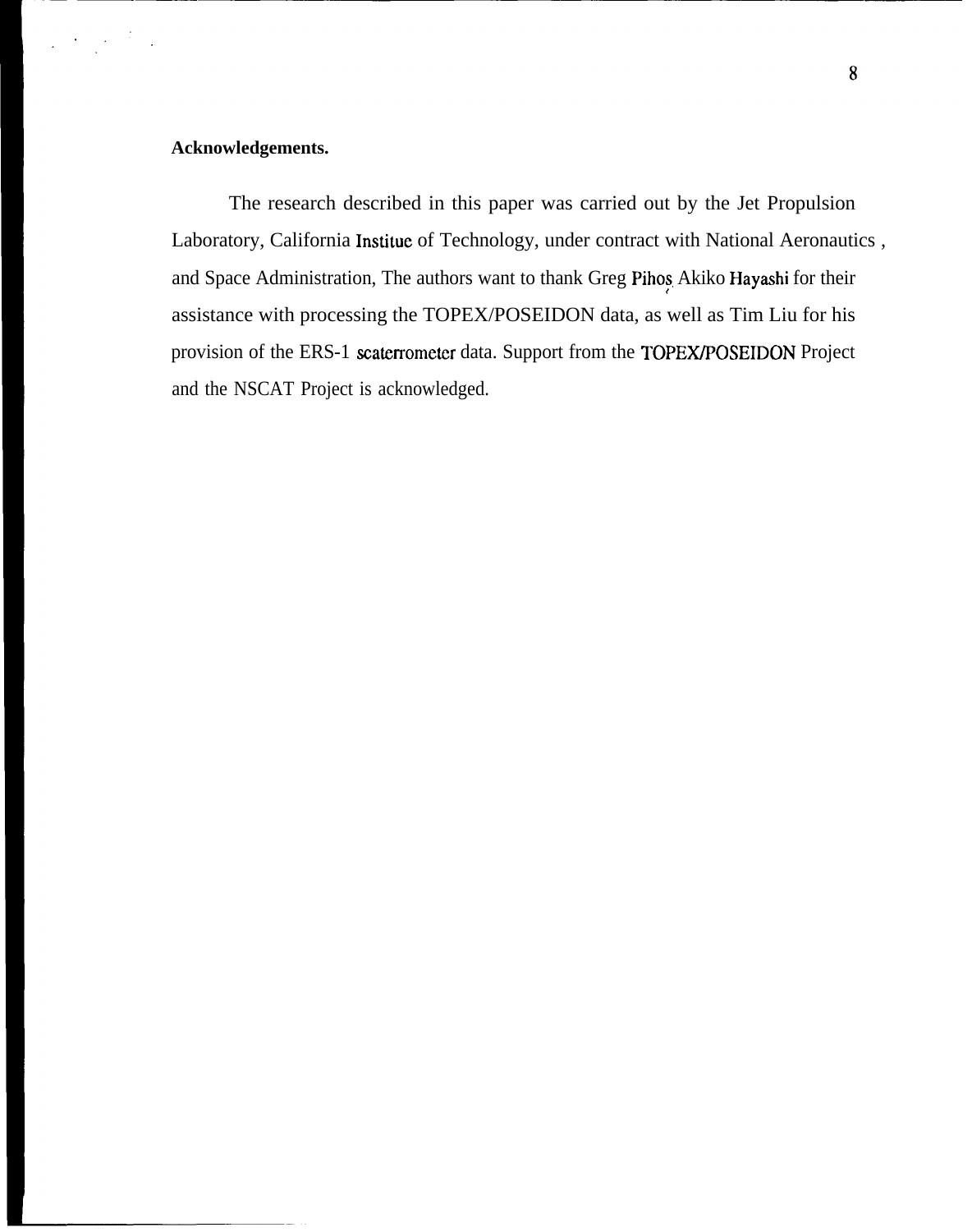**Acknowledgements.**

The research described in this paper was carried out by the Jet Propulsion Laboratory, California Institue of Technology, under contract with National Aeronautics , and Space Administration, The authors want to thank Greg Pihos, Akiko Hayashi for their assistance with processing the TOPEX/POSEIDON data, as well as Tim Liu for his provision of the ERS-1 scaterrometer data. Support from the TOPEX/POSEIDON Project and the NSCAT Project is acknowledged.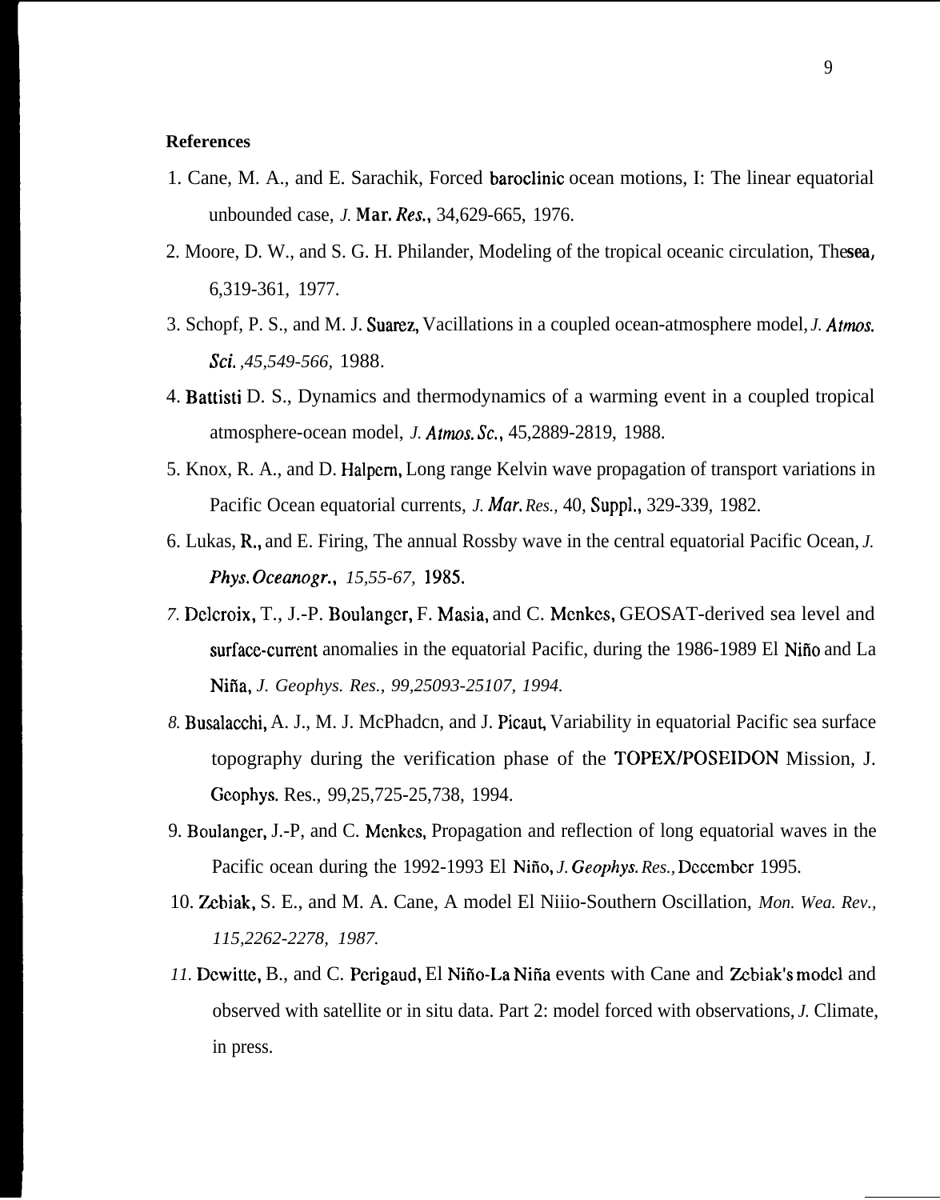**References**

1. Cane, M. A., and E. Sarachik, Forced baroclinic ocean motions, I: The linear equatorial unbounded case, *J. Mar. Res.*, 34,629-665, 1976.
2. Moore, D. W., and S. G. H. Philander, Modeling of the tropical oceanic circulation, The*sea*, 6,319-361, 1977.
3. Schopf, P. S., and M. J. Suarez, Vacillations in a coupled ocean-atmosphere model, *J. Atmos. Sci.,45,549-566,* 1988.
4. Battisti D. S., Dynamics and thermodynamics of a warming event in a coupled tropical atmosphere-ocean model, *J. Atmos. Sc.*, 45,2889-2819, 1988.
5. Knox, R. A., and D. Halpern, Long range Kelvin wave propagation of transport variations in Pacific Ocean equatorial currents, *J. Mar. Res.,* 40, Suppl., 329-339, 1982.
6. Lukas, R., and E. Firing, The annual Rossby wave in the central equatorial Pacific Ocean, *J. Phys. Oceanogr., 15,55-67,* 1985.
7. Delcroix, T., J.-P. Boulanger, F. Masia, and C. Menkes, GEOSAT-derived sea level and surface-current anomalies in the equatorial Pacific, during the 1986-1989 El Niño and La Niña, *J. Geophys. Res., 99,25093-25107, 1994.*
8. Busalacchi, A. J., M. J. McPhaden, and J. Picaut, Variability in equatorial Pacific sea surface topography during the verification phase of the TOPEX/POSEIDON Mission, J. Geophys. Res., 99,25,725-25,738, 1994.
9. Boulanger, J.-P, and C. Menkes, Propagation and reflection of long equatorial waves in the Pacific ocean during the 1992-1993 El Niño, *J. Geophys. Res.,* December 1995.
10. Zebiak, S. E., and M. A. Cane, A model El Niiio-Southern Oscillation, *Mon. Wea. Rev., 115,2262-2278, 1987.*
11. Dewitte, B., and C. Perigaud, El Niño-La Niña events with Cane and Zebiak's model and observed with satellite or in situ data. Part 2: model forced with observations, *J.* Climate, in press.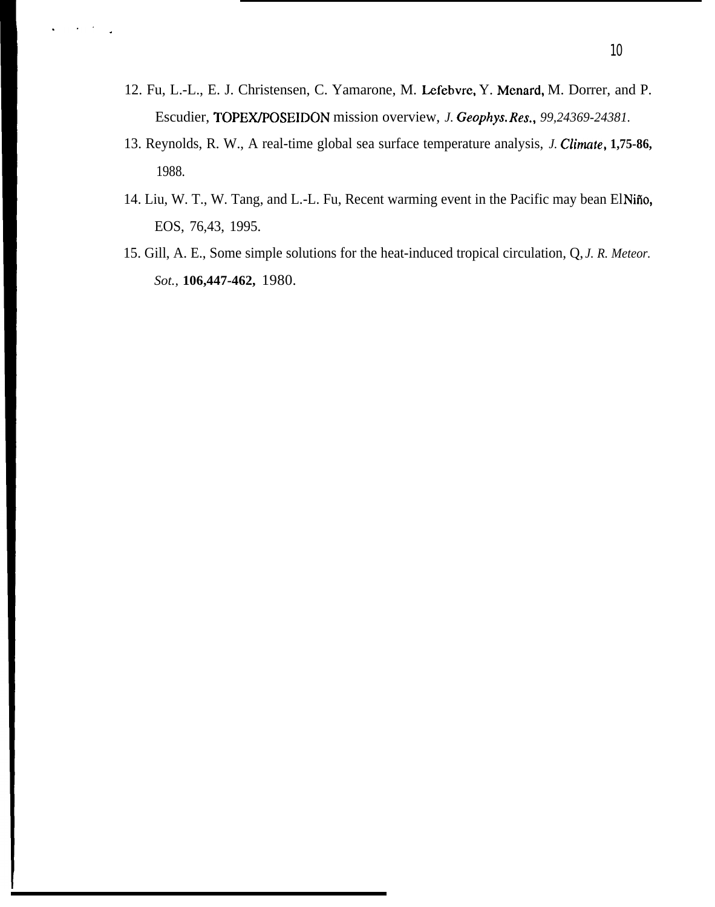12. Fu, L.-L., E. J. Christensen, C. Yamarone, M. Lefebvre, Y. Menard, M. Dorrer, and P. Escudier, TOPEX/POSEIDON mission overview, *J. Geophys. Res.*, *99,24369-24381*.

13. Reynolds, R. W., A real-time global sea surface temperature analysis, *J. Climate*, **1,75-86,** 1988.

14. Liu, W. T., W. Tang, and L.-L. Fu, Recent warming event in the Pacific may bean ElNiño, EOS, 76,43, 1995.

15. Gill, A. E., Some simple solutions for the heat-induced tropical circulation, Q, *J. R. Meteor. Sot.*, **106,447-462,** 1980.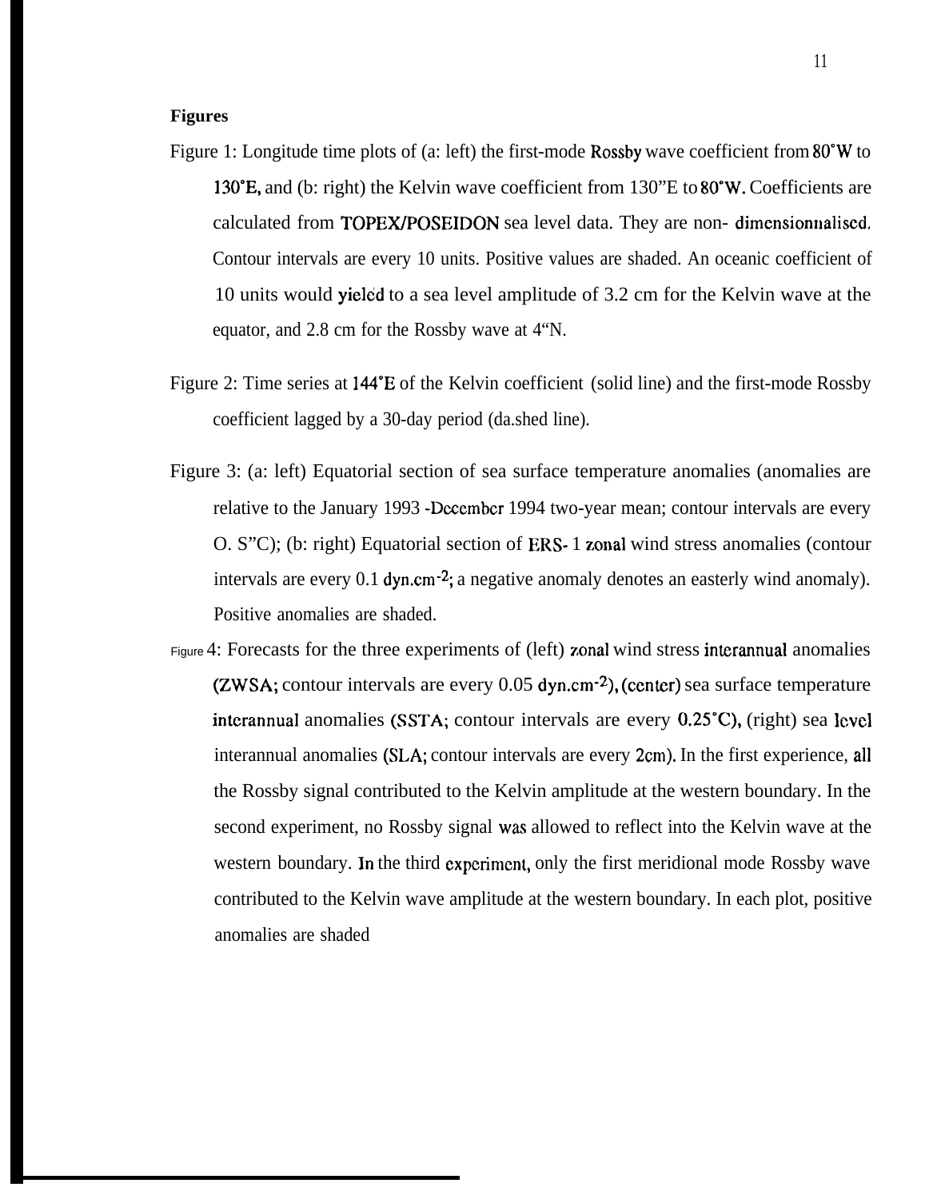**Figures**

Figure 1: Longitude time plots of (a: left) the first-mode Rossby wave coefficient from 80°W to 130°E, and (b: right) the Kelvin wave coefficient from 130"E to 80°W. Coefficients are calculated from TOPEX/POSEIDON sea level data. They are non- dimensionnalised. Contour intervals are every 10 units. Positive values are shaded. An oceanic coefficient of 10 units would yield to a sea level amplitude of 3.2 cm for the Kelvin wave at the equator, and 2.8 cm for the Rossby wave at 4"N.

Figure 2: Time series at 144°E of the Kelvin coefficient (solid line) and the first-mode Rossby coefficient lagged by a 30-day period (da.shed line).

Figure 3: (a: left) Equatorial section of sea surface temperature anomalies (anomalies are relative to the January 1993 -December 1994 two-year mean; contour intervals are every O. S"C); (b: right) Equatorial section of ERS- 1 zonal wind stress anomalies (contour intervals are every 0.1 $dyn.cm^{-2}$; a negative anomaly denotes an easterly wind anomaly). Positive anomalies are shaded.

Figure 4: Forecasts for the three experiments of (left) zonal wind stress interannual anomalies (ZWSA; contour intervals are every 0.05 $dyn.cm^{-2}$), (center) sea surface temperature interannual anomalies (SSTA; contour intervals are every 0.25°C), (right) sea level interannual anomalies (SLA; contour intervals are every 2cm). In the first experience, all the Rossby signal contributed to the Kelvin amplitude at the western boundary. In the second experiment, no Rossby signal was allowed to reflect into the Kelvin wave at the western boundary. In the third experiment, only the first meridional mode Rossby wave contributed to the Kelvin wave amplitude at the western boundary. In each plot, positive anomalies are shaded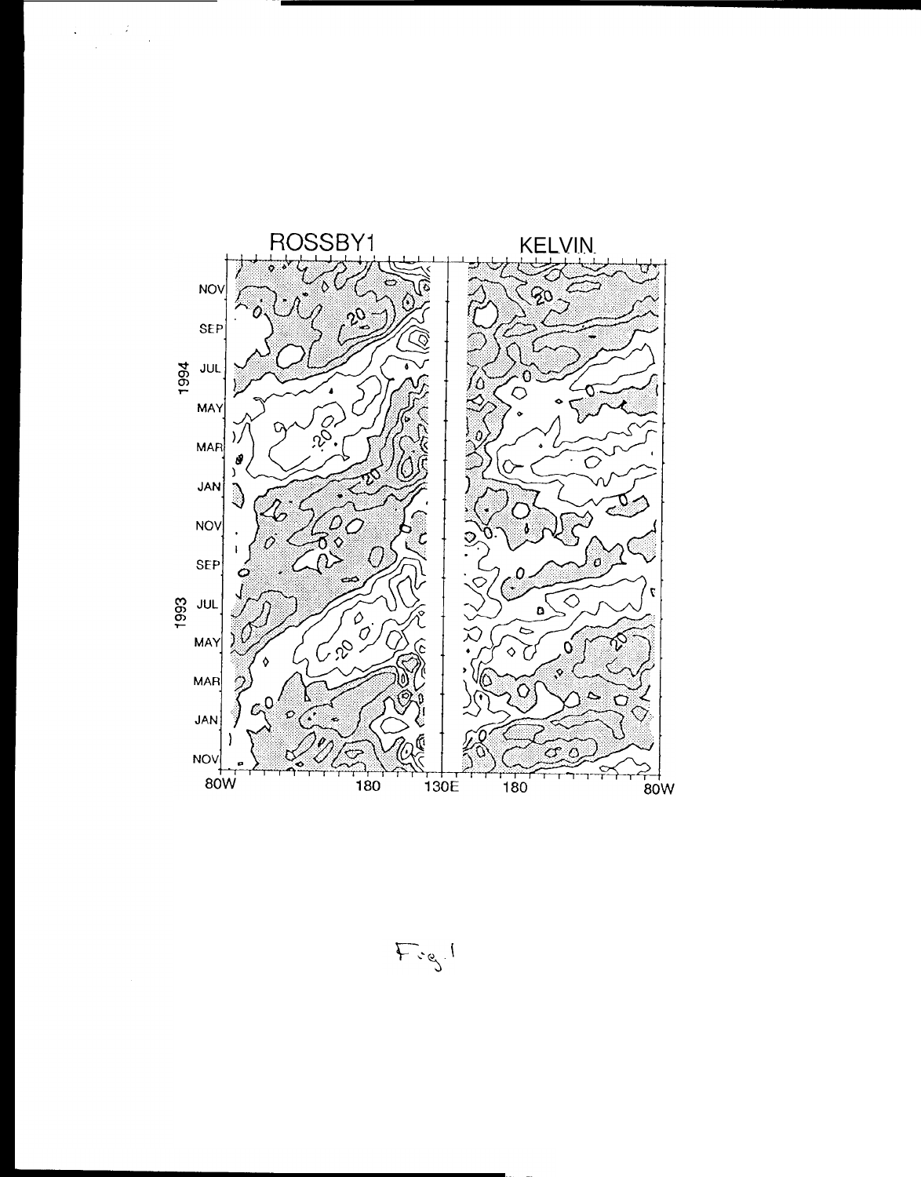Fig. 1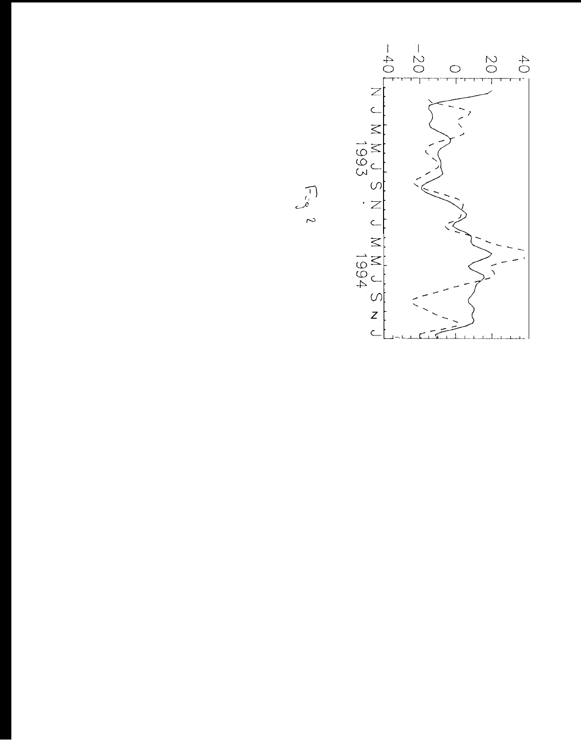Fig 2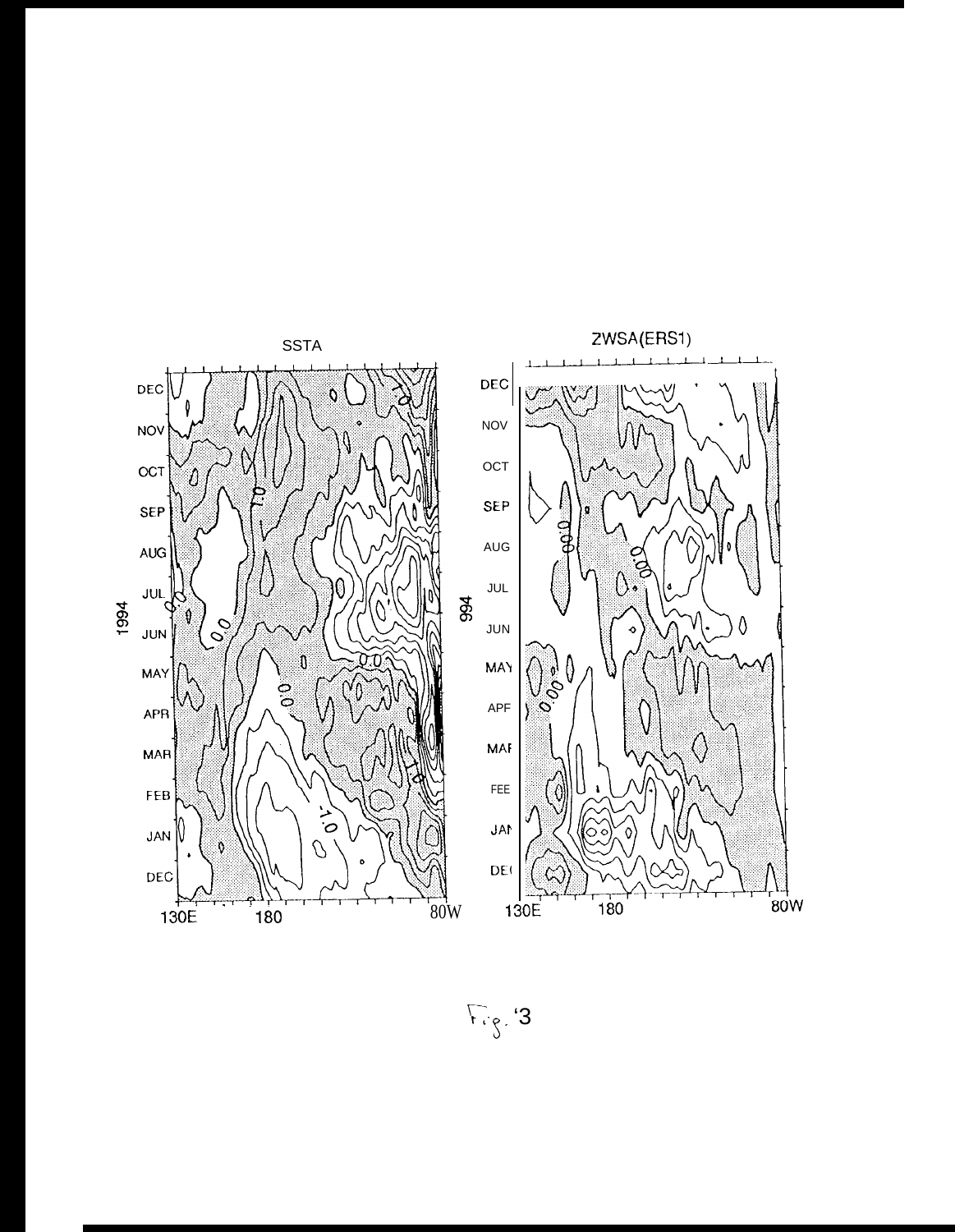Fig. 3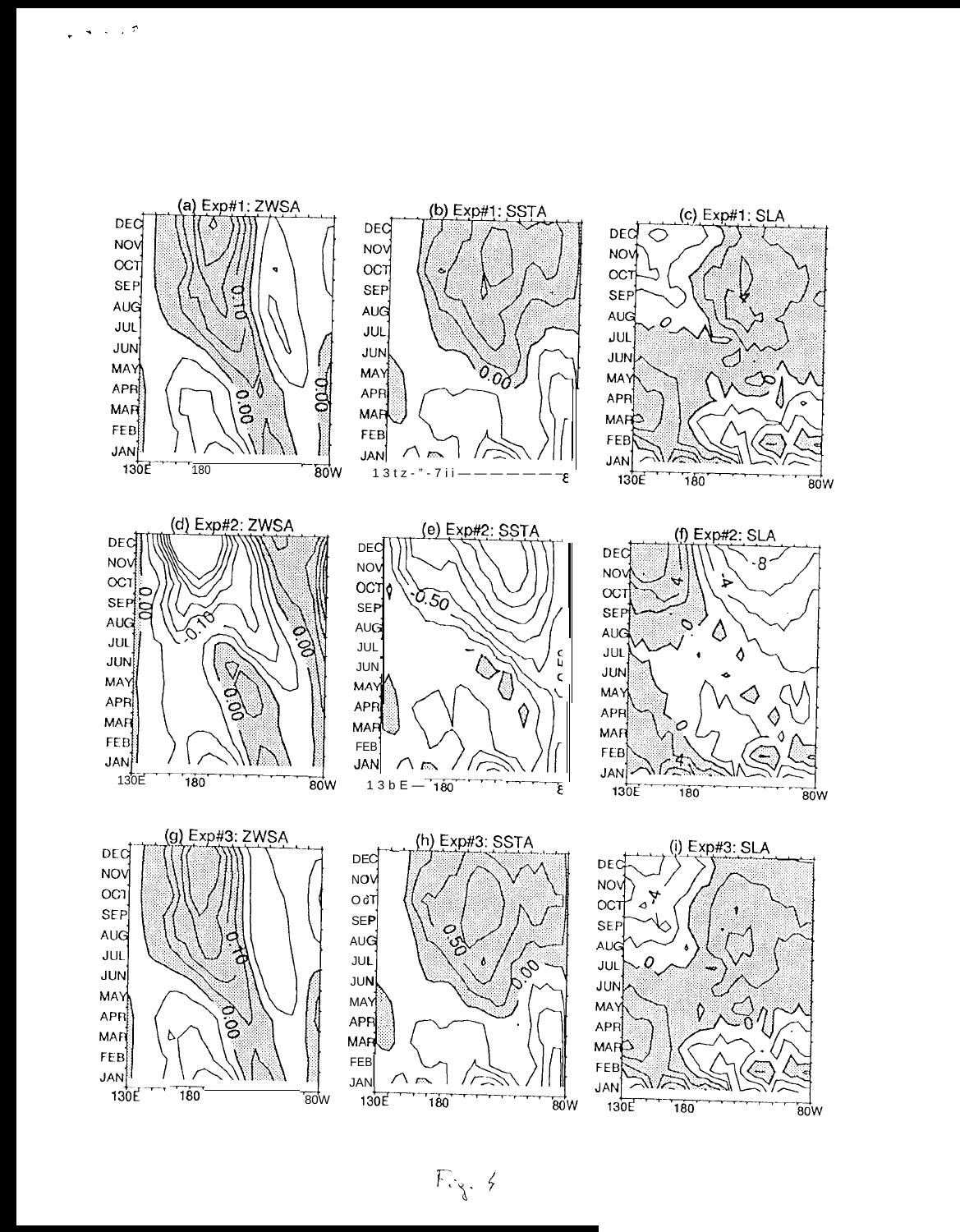(a) Exp#1: ZWSA

DEC
NOV
OCT
SEP
AUG
JUL
JUN
MAY
APR
MAR
FEB
JAN

0.10
0.00
0.00

130E 180 80W

(b) Exp#1: SSTA

DEC
NOV
OCT
SEP
AUG
JUL
JUN
MAY
APR
MAR
FEB
JAN

0.00

(c) Exp#1: SLA

DEC
NOV
OCT
SEP
AUG
JUL
JUN
MAY
APR
MAR
FEB
JAN

0

130E 180 80W

(d) Exp#2: ZWSA

DEC
NOV
OCT
SEP
AUG
JUL
JUN
MAY
APR
MAR
FEB
JAN

0.00
-0.10
0.00
0.00

130E 180 80W

(e) Exp#2: SSTA

DEC
NOV
OCT
SEP
AUG
JUL
JUN
MAY
APR
MAR
FEB
JAN

-0.50

180

(f) Exp#2: SLA

DEC
NOV
OCT
SEP
AUG
JUL
JUN
MAY
APR
MAR
FEB
JAN

4
-8
-4
0
0
4

130E 180 80W

(g) Exp#3: ZWSA

DEC
NOV
OCT
SEP
AUG
JUL
JUN
MAY
APR
MAR
FEB
JAN

0.10
0.00

130E 180 80W

(h) Exp#3: SSTA

DEC
NOV
OCT
SEP
AUG
JUL
JUN
MAY
APR
MAR
FEB
JAN

0.50
0.00

130E 180 80W

(i) Exp#3: SLA

DEC
NOV
OCT
SEP
AUG
JUL
JUN
MAY
APR
MAR
FEB
JAN

-4
0
0

130E 180 80W

Fig. 4